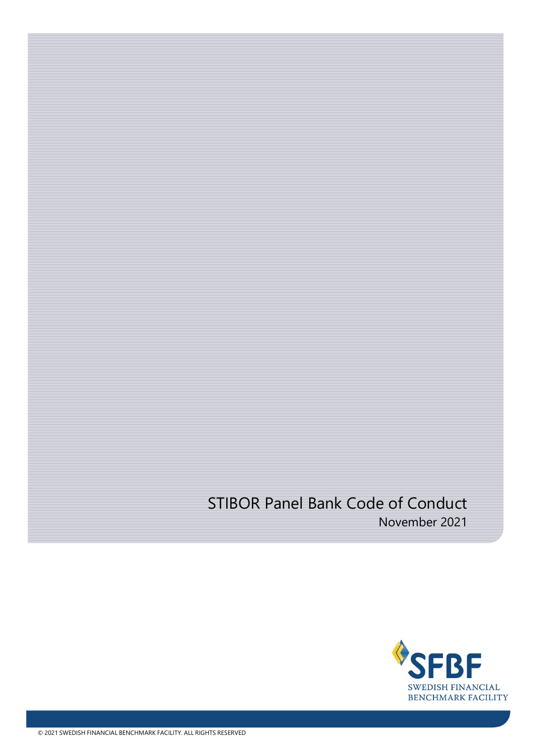# STIBOR Panel Bank Code of Conduct

November 2021

SFBF

SWEDISH FINANCIAL BENCHMARK FACILITY

© 2021 SWEDISH FINANCIAL BENCHMARK FACILITY. ALL RIGHTS RESERVED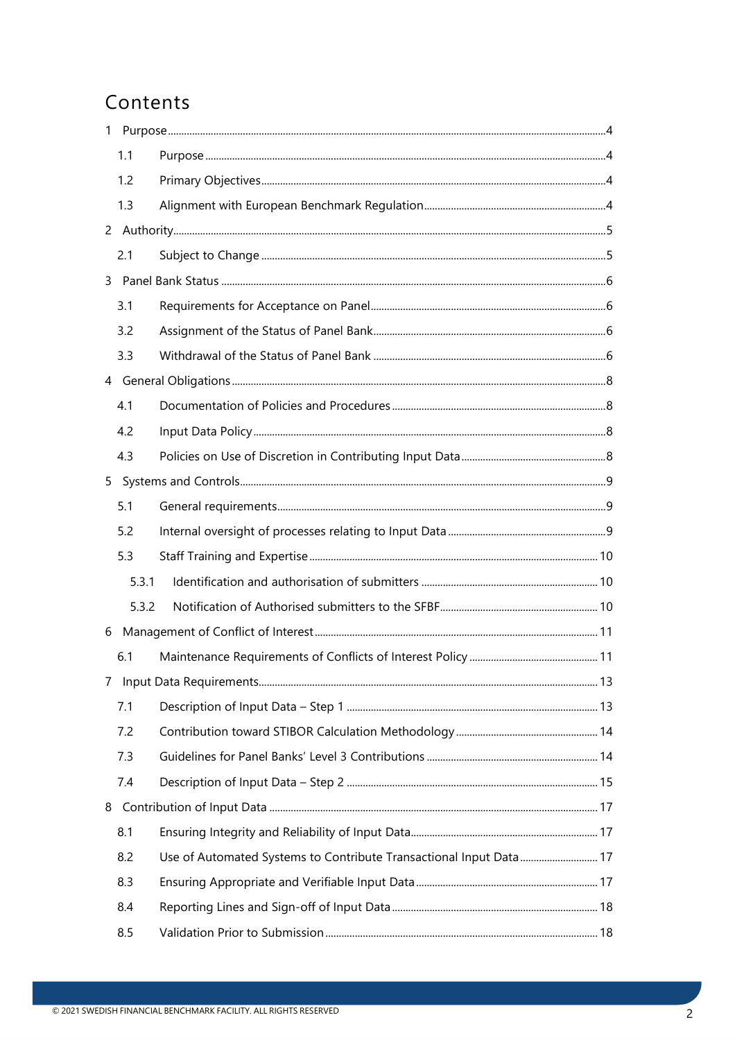# Contents

1 Purpose ....................................................................................................................................4

- 1.1 Purpose ....................................................................................................................................4
- 1.2 Primary Objectives ..................................................................................................................4
- 1.3 Alignment with European Benchmark Regulation ...................................................................4

2 Authority ....................................................................................................................................5

- 2.1 Subject to Change ....................................................................................................................5

3 Panel Bank Status ......................................................................................................................6

- 3.1 Requirements for Acceptance on Panel ....................................................................................6
- 3.2 Assignment of the Status of Panel Bank ...................................................................................6
- 3.3 Withdrawal of the Status of Panel Bank ...................................................................................6

4 General Obligations ....................................................................................................................8

- 4.1 Documentation of Policies and Procedures ...............................................................................8
- 4.2 Input Data Policy ......................................................................................................................8
- 4.3 Policies on Use of Discretion in Contributing Input Data ..........................................................8

5 Systems and Controls ..................................................................................................................9

- 5.1 General requirements ..............................................................................................................9
- 5.2 Internal oversight of processes relating to Input Data ..............................................................9
- 5.3 Staff Training and Expertise ....................................................................................................10
  - 5.3.1 Identification and authorisation of submitters ...............................................................10
  - 5.3.2 Notification of Authorised submitters to the SFBF ..........................................................10

6 Management of Conflict of Interest ...........................................................................................11

- 6.1 Maintenance Requirements of Conflicts of Interest Policy .......................................................11

7 Input Data Requirements ..........................................................................................................13

- 7.1 Description of Input Data – Step 1 ..........................................................................................13
- 7.2 Contribution toward STIBOR Calculation Methodology ............................................................14
- 7.3 Guidelines for Panel Banks' Level 3 Contributions ...................................................................14
- 7.4 Description of Input Data – Step 2 ..........................................................................................15

8 Contribution of Input Data ........................................................................................................17

- 8.1 Ensuring Integrity and Reliability of Input Data .......................................................................17
- 8.2 Use of Automated Systems to Contribute Transactional Input Data .........................................17
- 8.3 Ensuring Appropriate and Verifiable Input Data ......................................................................17
- 8.4 Reporting Lines and Sign-off of Input Data .............................................................................18
- 8.5 Validation Prior to Submission ................................................................................................18

© 2021 SWEDISH FINANCIAL BENCHMARK FACILITY. ALL RIGHTS RESERVED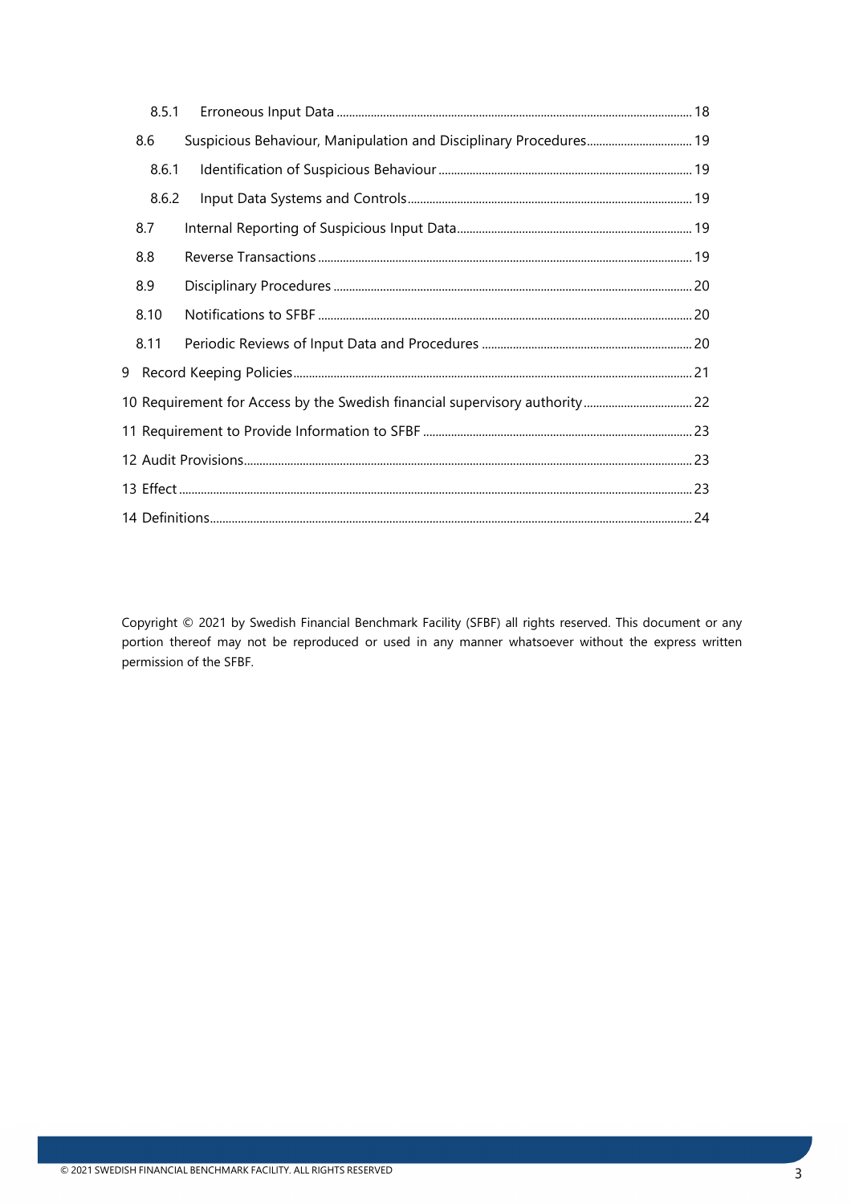8.5.1 Erroneous Input Data ........ 18

8.6 Suspicious Behaviour, Manipulation and Disciplinary Procedures ........ 19

8.6.1 Identification of Suspicious Behaviour ........ 19

8.6.2 Input Data Systems and Controls ........ 19

8.7 Internal Reporting of Suspicious Input Data ........ 19

8.8 Reverse Transactions ........ 19

8.9 Disciplinary Procedures ........ 20

8.10 Notifications to SFBF ........ 20

8.11 Periodic Reviews of Input Data and Procedures ........ 20

9 Record Keeping Policies ........ 21

10 Requirement for Access by the Swedish financial supervisory authority ........ 22

11 Requirement to Provide Information to SFBF ........ 23

12 Audit Provisions ........ 23

13 Effect ........ 23

14 Definitions ........ 24

Copyright © 2021 by Swedish Financial Benchmark Facility (SFBF) all rights reserved. This document or any portion thereof may not be reproduced or used in any manner whatsoever without the express written permission of the SFBF.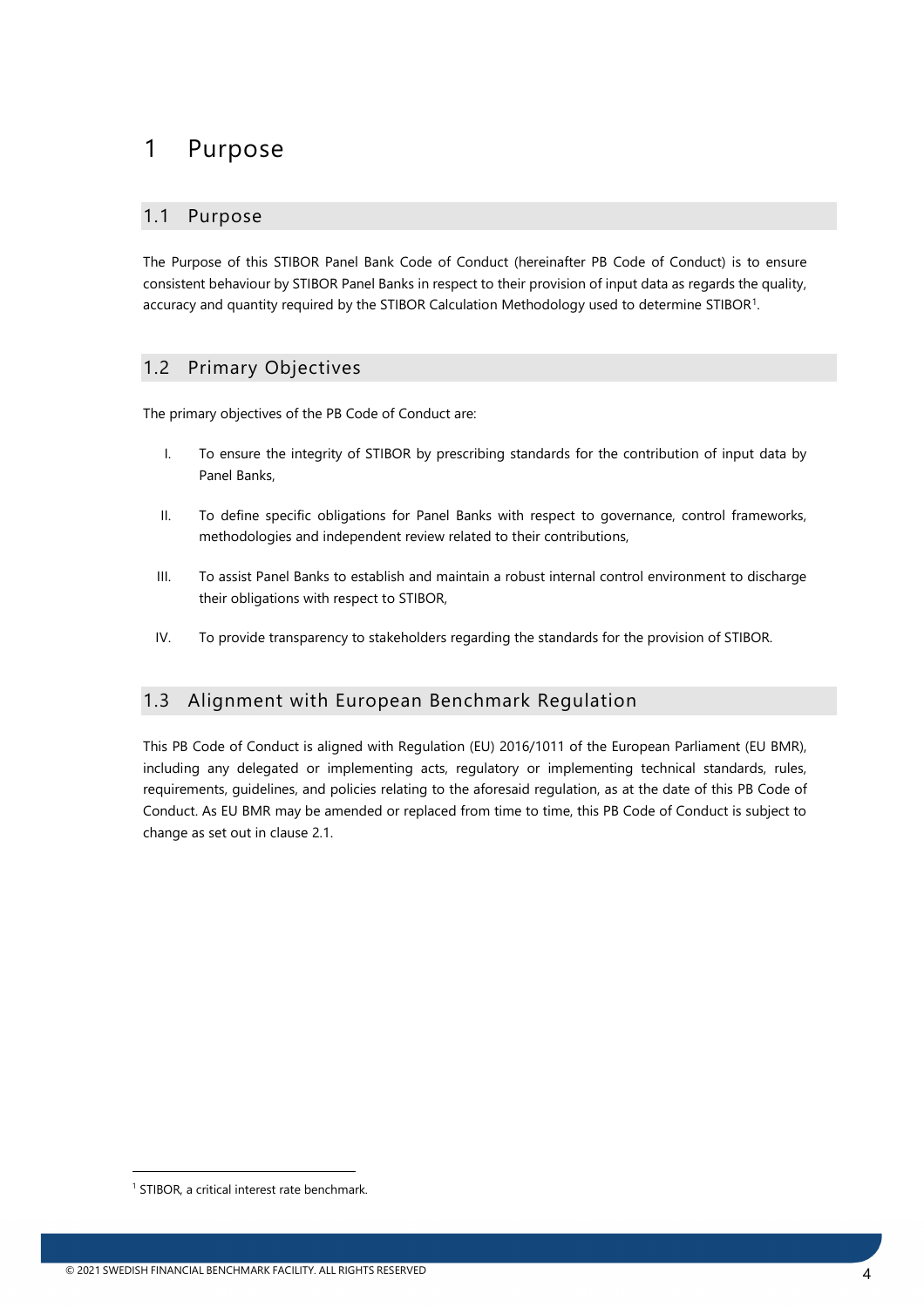# 1 Purpose

## 1.1 Purpose

The Purpose of this STIBOR Panel Bank Code of Conduct (hereinafter PB Code of Conduct) is to ensure consistent behaviour by STIBOR Panel Banks in respect to their provision of input data as regards the quality, accuracy and quantity required by the STIBOR Calculation Methodology used to determine STIBOR[1].

## 1.2 Primary Objectives

The primary objectives of the PB Code of Conduct are:

I. To ensure the integrity of STIBOR by prescribing standards for the contribution of input data by Panel Banks,

II. To define specific obligations for Panel Banks with respect to governance, control frameworks, methodologies and independent review related to their contributions,

III. To assist Panel Banks to establish and maintain a robust internal control environment to discharge their obligations with respect to STIBOR,

IV. To provide transparency to stakeholders regarding the standards for the provision of STIBOR.

## 1.3 Alignment with European Benchmark Regulation

This PB Code of Conduct is aligned with Regulation (EU) 2016/1011 of the European Parliament (EU BMR), including any delegated or implementing acts, regulatory or implementing technical standards, rules, requirements, guidelines, and policies relating to the aforesaid regulation, as at the date of this PB Code of Conduct. As EU BMR may be amended or replaced from time to time, this PB Code of Conduct is subject to change as set out in clause 2.1.

[1] STIBOR, a critical interest rate benchmark.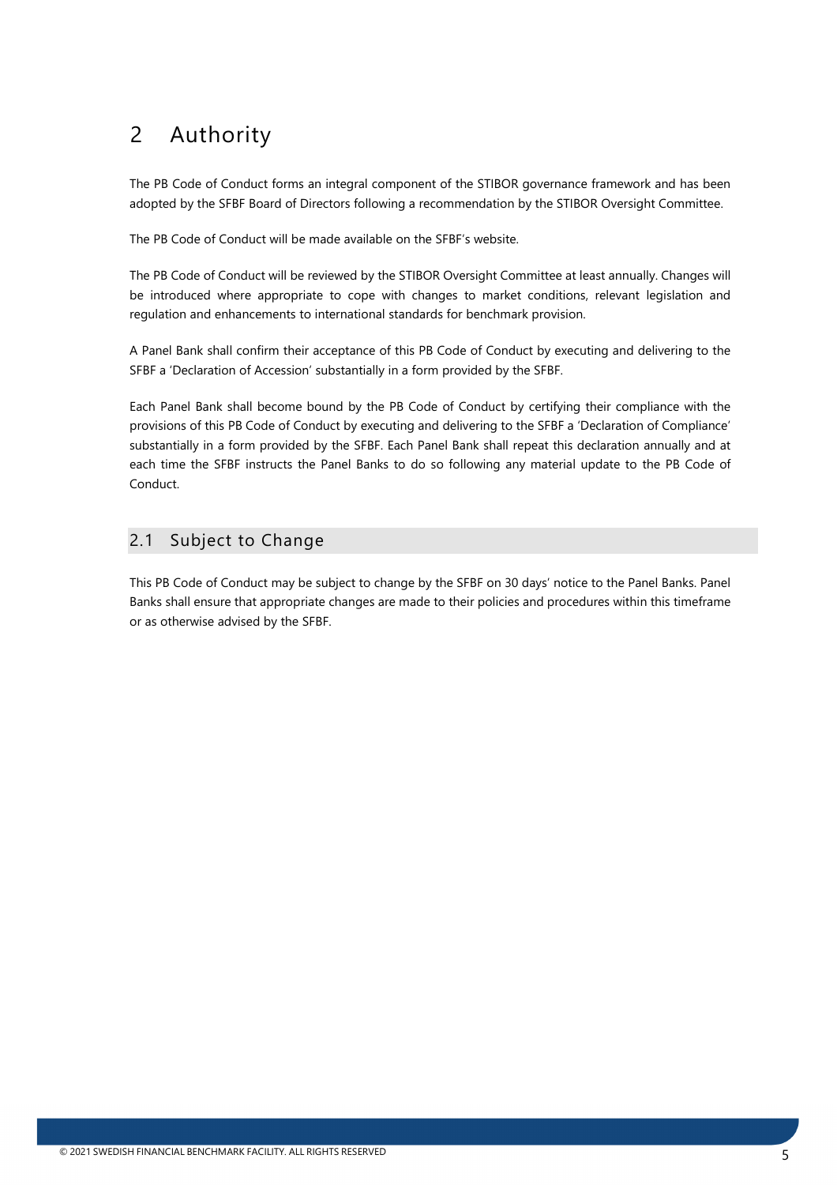# 2 Authority

The PB Code of Conduct forms an integral component of the STIBOR governance framework and has been adopted by the SFBF Board of Directors following a recommendation by the STIBOR Oversight Committee.

The PB Code of Conduct will be made available on the SFBF's website.

The PB Code of Conduct will be reviewed by the STIBOR Oversight Committee at least annually. Changes will be introduced where appropriate to cope with changes to market conditions, relevant legislation and regulation and enhancements to international standards for benchmark provision.

A Panel Bank shall confirm their acceptance of this PB Code of Conduct by executing and delivering to the SFBF a 'Declaration of Accession' substantially in a form provided by the SFBF.

Each Panel Bank shall become bound by the PB Code of Conduct by certifying their compliance with the provisions of this PB Code of Conduct by executing and delivering to the SFBF a 'Declaration of Compliance' substantially in a form provided by the SFBF. Each Panel Bank shall repeat this declaration annually and at each time the SFBF instructs the Panel Banks to do so following any material update to the PB Code of Conduct.

## 2.1 Subject to Change

This PB Code of Conduct may be subject to change by the SFBF on 30 days' notice to the Panel Banks. Panel Banks shall ensure that appropriate changes are made to their policies and procedures within this timeframe or as otherwise advised by the SFBF.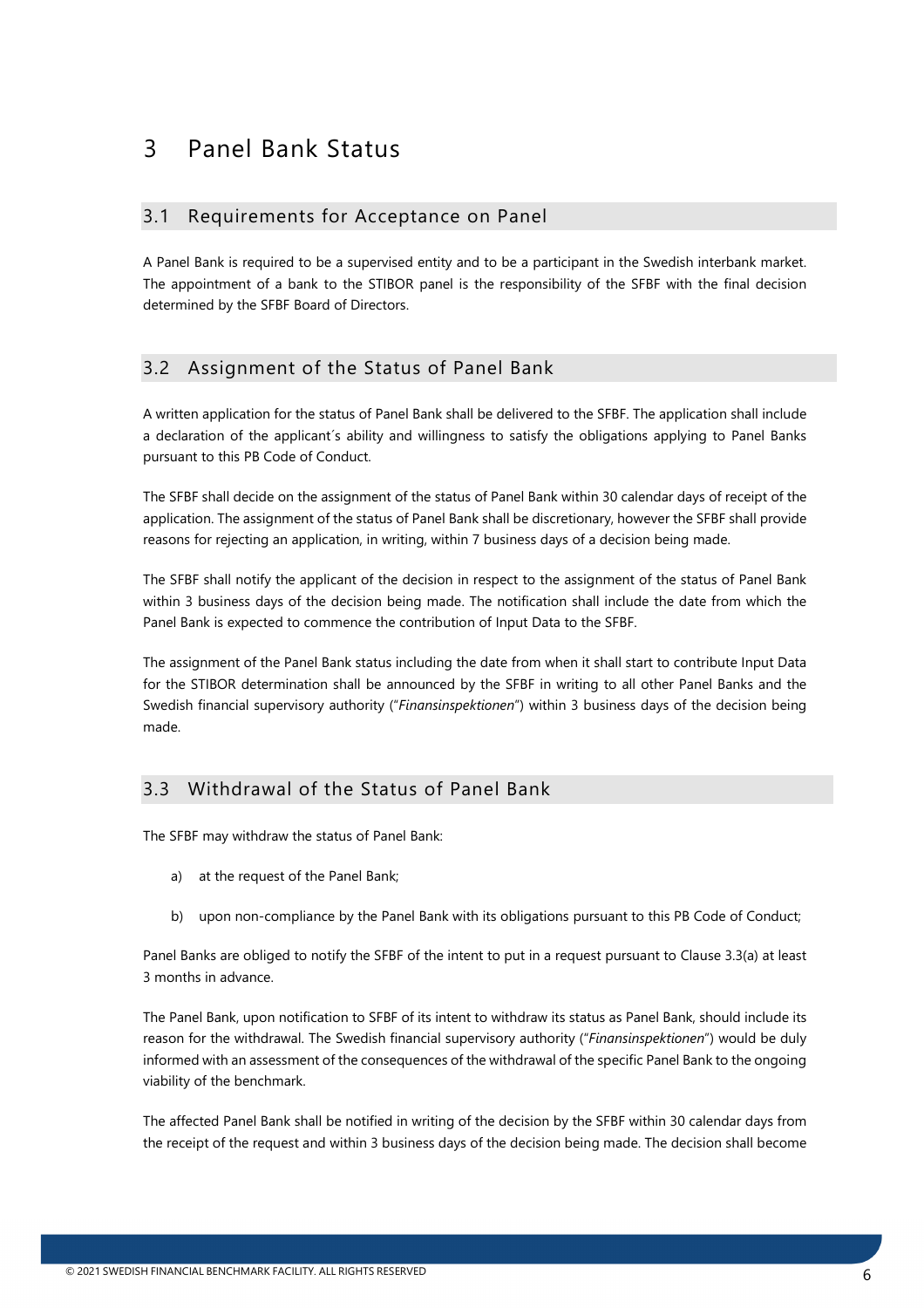# 3 Panel Bank Status

## 3.1 Requirements for Acceptance on Panel

A Panel Bank is required to be a supervised entity and to be a participant in the Swedish interbank market. The appointment of a bank to the STIBOR panel is the responsibility of the SFBF with the final decision determined by the SFBF Board of Directors.

## 3.2 Assignment of the Status of Panel Bank

A written application for the status of Panel Bank shall be delivered to the SFBF. The application shall include a declaration of the applicant´s ability and willingness to satisfy the obligations applying to Panel Banks pursuant to this PB Code of Conduct.

The SFBF shall decide on the assignment of the status of Panel Bank within 30 calendar days of receipt of the application. The assignment of the status of Panel Bank shall be discretionary, however the SFBF shall provide reasons for rejecting an application, in writing, within 7 business days of a decision being made.

The SFBF shall notify the applicant of the decision in respect to the assignment of the status of Panel Bank within 3 business days of the decision being made. The notification shall include the date from which the Panel Bank is expected to commence the contribution of Input Data to the SFBF.

The assignment of the Panel Bank status including the date from when it shall start to contribute Input Data for the STIBOR determination shall be announced by the SFBF in writing to all other Panel Banks and the Swedish financial supervisory authority ("*Finansinspektionen*") within 3 business days of the decision being made.

## 3.3 Withdrawal of the Status of Panel Bank

The SFBF may withdraw the status of Panel Bank:

a) at the request of the Panel Bank;

b) upon non-compliance by the Panel Bank with its obligations pursuant to this PB Code of Conduct;

Panel Banks are obliged to notify the SFBF of the intent to put in a request pursuant to Clause 3.3(a) at least 3 months in advance.

The Panel Bank, upon notification to SFBF of its intent to withdraw its status as Panel Bank, should include its reason for the withdrawal. The Swedish financial supervisory authority ("*Finansinspektionen*") would be duly informed with an assessment of the consequences of the withdrawal of the specific Panel Bank to the ongoing viability of the benchmark.

The affected Panel Bank shall be notified in writing of the decision by the SFBF within 30 calendar days from the receipt of the request and within 3 business days of the decision being made. The decision shall become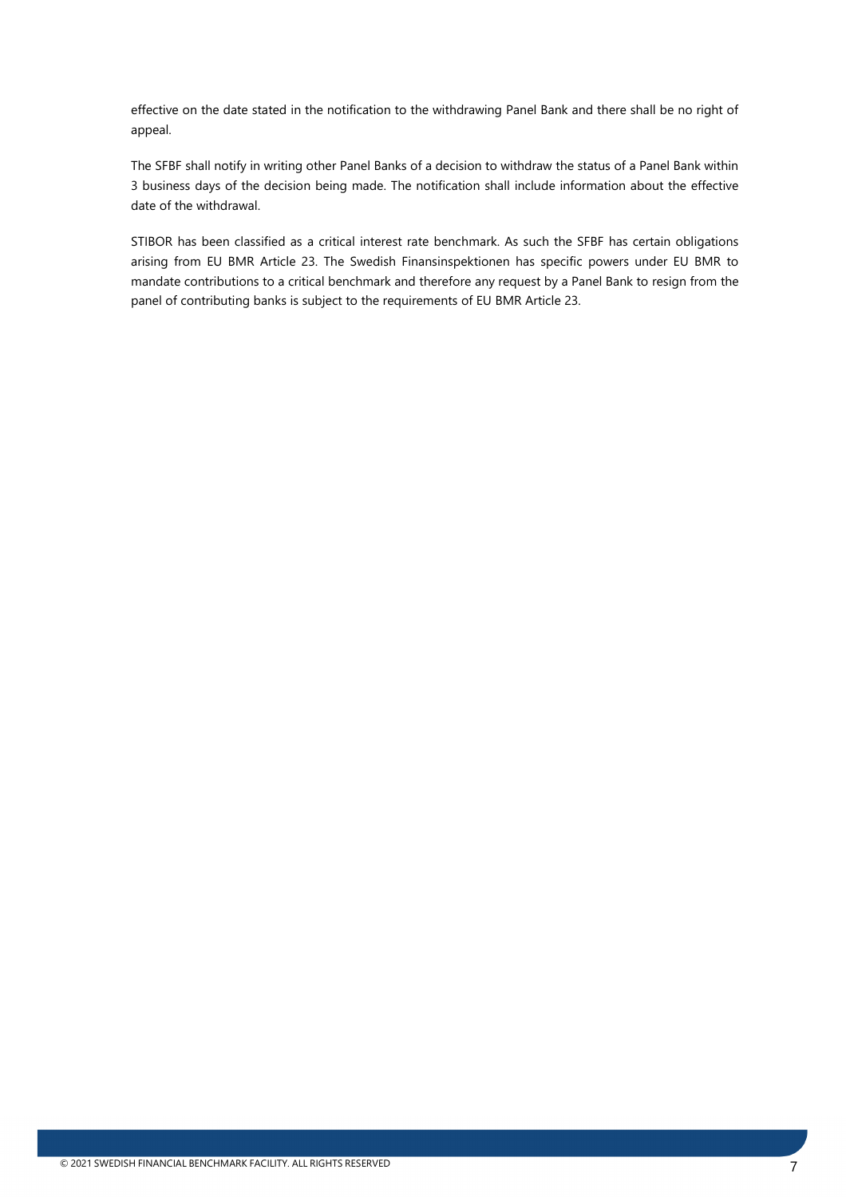effective on the date stated in the notification to the withdrawing Panel Bank and there shall be no right of appeal.

The SFBF shall notify in writing other Panel Banks of a decision to withdraw the status of a Panel Bank within 3 business days of the decision being made. The notification shall include information about the effective date of the withdrawal.

STIBOR has been classified as a critical interest rate benchmark. As such the SFBF has certain obligations arising from EU BMR Article 23. The Swedish Finansinspektionen has specific powers under EU BMR to mandate contributions to a critical benchmark and therefore any request by a Panel Bank to resign from the panel of contributing banks is subject to the requirements of EU BMR Article 23.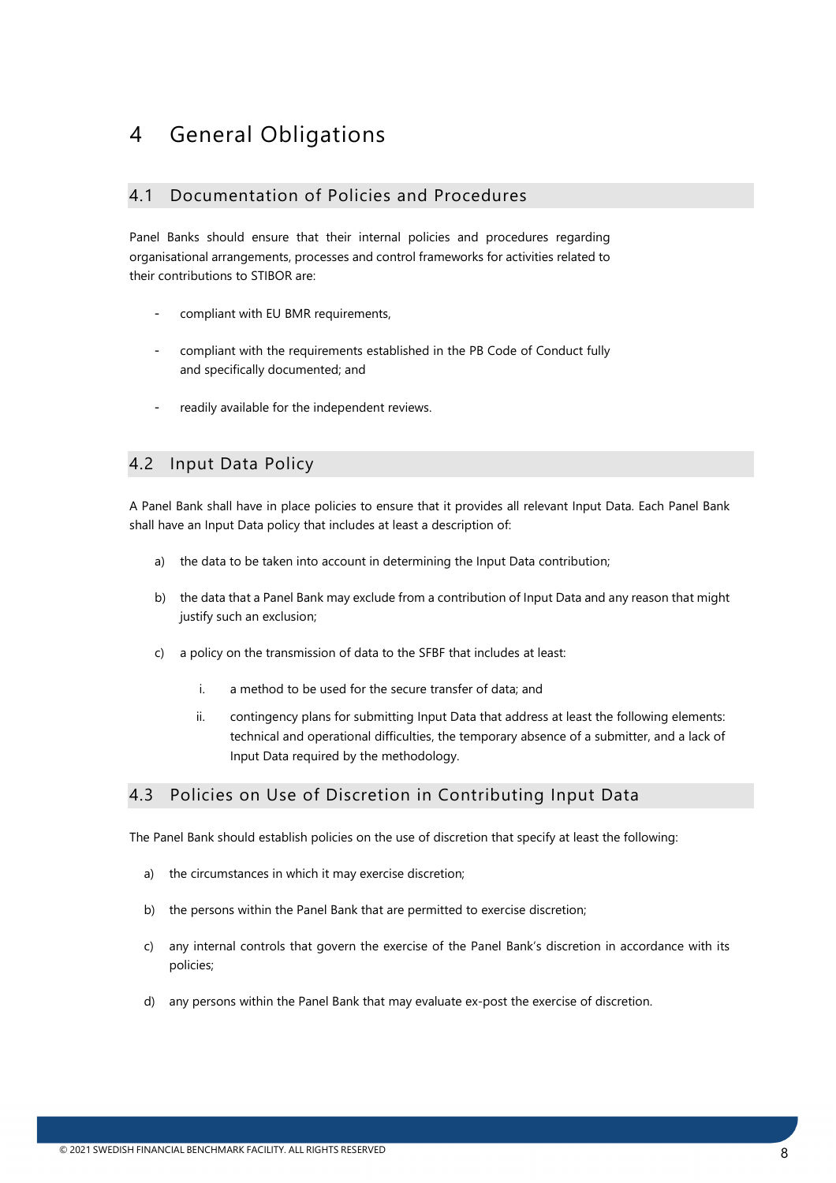# 4 General Obligations

## 4.1 Documentation of Policies and Procedures

Panel Banks should ensure that their internal policies and procedures regarding organisational arrangements, processes and control frameworks for activities related to their contributions to STIBOR are:

- compliant with EU BMR requirements,
- compliant with the requirements established in the PB Code of Conduct fully and specifically documented; and
- readily available for the independent reviews.

## 4.2 Input Data Policy

A Panel Bank shall have in place policies to ensure that it provides all relevant Input Data. Each Panel Bank shall have an Input Data policy that includes at least a description of:

a) the data to be taken into account in determining the Input Data contribution;

b) the data that a Panel Bank may exclude from a contribution of Input Data and any reason that might justify such an exclusion;

c) a policy on the transmission of data to the SFBF that includes at least:

   i. a method to be used for the secure transfer of data; and

   ii. contingency plans for submitting Input Data that address at least the following elements: technical and operational difficulties, the temporary absence of a submitter, and a lack of Input Data required by the methodology.

## 4.3 Policies on Use of Discretion in Contributing Input Data

The Panel Bank should establish policies on the use of discretion that specify at least the following:

a) the circumstances in which it may exercise discretion;

b) the persons within the Panel Bank that are permitted to exercise discretion;

c) any internal controls that govern the exercise of the Panel Bank's discretion in accordance with its policies;

d) any persons within the Panel Bank that may evaluate ex-post the exercise of discretion.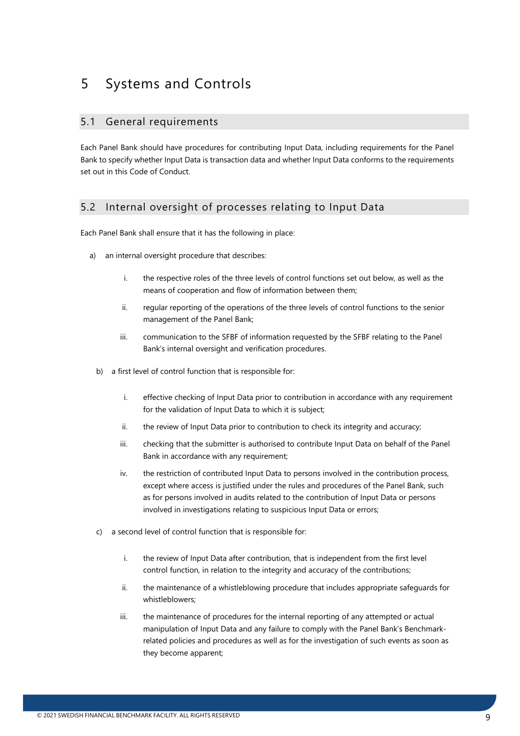# 5 Systems and Controls

## 5.1 General requirements

Each Panel Bank should have procedures for contributing Input Data, including requirements for the Panel Bank to specify whether Input Data is transaction data and whether Input Data conforms to the requirements set out in this Code of Conduct.

## 5.2 Internal oversight of processes relating to Input Data

Each Panel Bank shall ensure that it has the following in place:

a) an internal oversight procedure that describes:

   i. the respective roles of the three levels of control functions set out below, as well as the means of cooperation and flow of information between them;

   ii. regular reporting of the operations of the three levels of control functions to the senior management of the Panel Bank;

   iii. communication to the SFBF of information requested by the SFBF relating to the Panel Bank's internal oversight and verification procedures.

b) a first level of control function that is responsible for:

   i. effective checking of Input Data prior to contribution in accordance with any requirement for the validation of Input Data to which it is subject;

   ii. the review of Input Data prior to contribution to check its integrity and accuracy;

   iii. checking that the submitter is authorised to contribute Input Data on behalf of the Panel Bank in accordance with any requirement;

   iv. the restriction of contributed Input Data to persons involved in the contribution process, except where access is justified under the rules and procedures of the Panel Bank, such as for persons involved in audits related to the contribution of Input Data or persons involved in investigations relating to suspicious Input Data or errors;

c) a second level of control function that is responsible for:

   i. the review of Input Data after contribution, that is independent from the first level control function, in relation to the integrity and accuracy of the contributions;

   ii. the maintenance of a whistleblowing procedure that includes appropriate safeguards for whistleblowers;

   iii. the maintenance of procedures for the internal reporting of any attempted or actual manipulation of Input Data and any failure to comply with the Panel Bank's Benchmark-related policies and procedures as well as for the investigation of such events as soon as they become apparent;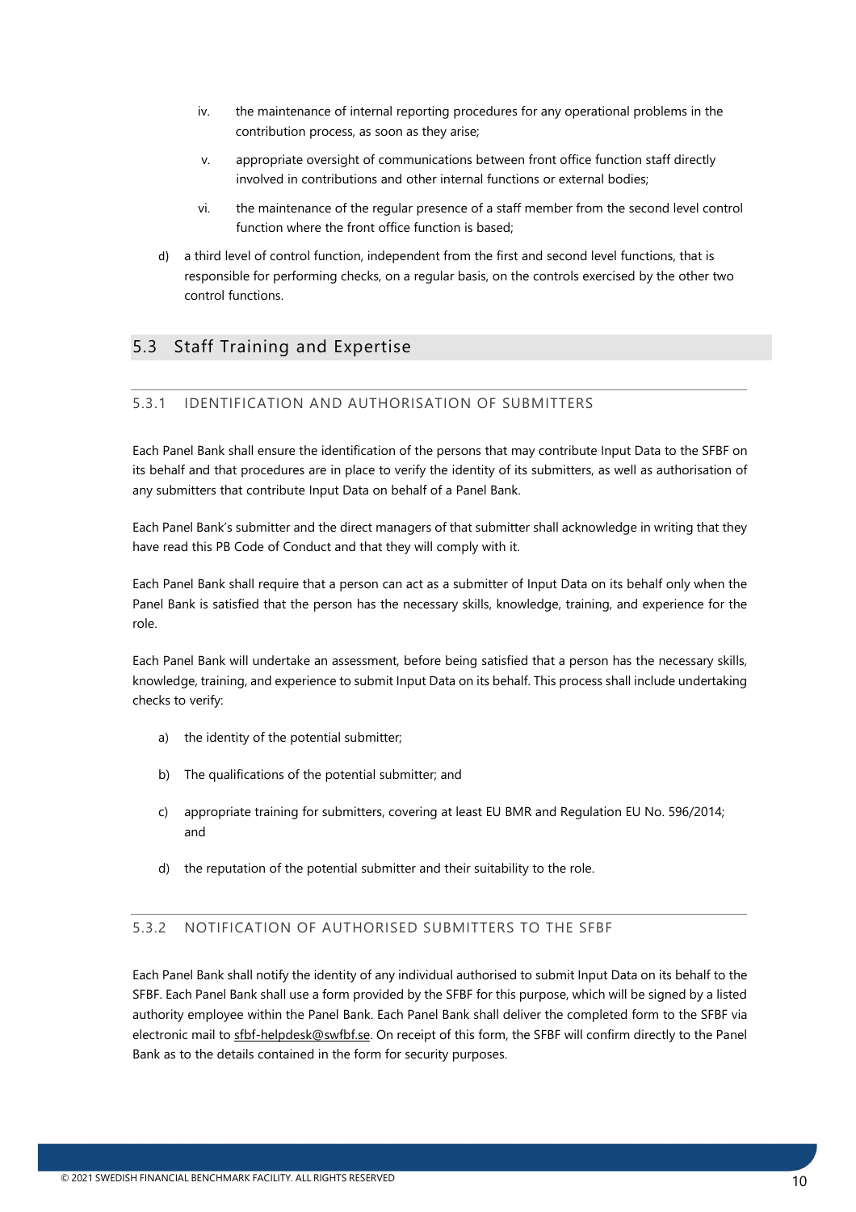iv. the maintenance of internal reporting procedures for any operational problems in the contribution process, as soon as they arise;

v. appropriate oversight of communications between front office function staff directly involved in contributions and other internal functions or external bodies;

vi. the maintenance of the regular presence of a staff member from the second level control function where the front office function is based;

d) a third level of control function, independent from the first and second level functions, that is responsible for performing checks, on a regular basis, on the controls exercised by the other two control functions.

## 5.3 Staff Training and Expertise

### 5.3.1 IDENTIFICATION AND AUTHORISATION OF SUBMITTERS

Each Panel Bank shall ensure the identification of the persons that may contribute Input Data to the SFBF on its behalf and that procedures are in place to verify the identity of its submitters, as well as authorisation of any submitters that contribute Input Data on behalf of a Panel Bank.

Each Panel Bank's submitter and the direct managers of that submitter shall acknowledge in writing that they have read this PB Code of Conduct and that they will comply with it.

Each Panel Bank shall require that a person can act as a submitter of Input Data on its behalf only when the Panel Bank is satisfied that the person has the necessary skills, knowledge, training, and experience for the role.

Each Panel Bank will undertake an assessment, before being satisfied that a person has the necessary skills, knowledge, training, and experience to submit Input Data on its behalf. This process shall include undertaking checks to verify:

a) the identity of the potential submitter;

b) The qualifications of the potential submitter; and

c) appropriate training for submitters, covering at least EU BMR and Regulation EU No. 596/2014; and

d) the reputation of the potential submitter and their suitability to the role.

### 5.3.2 NOTIFICATION OF AUTHORISED SUBMITTERS TO THE SFBF

Each Panel Bank shall notify the identity of any individual authorised to submit Input Data on its behalf to the SFBF. Each Panel Bank shall use a form provided by the SFBF for this purpose, which will be signed by a listed authority employee within the Panel Bank. Each Panel Bank shall deliver the completed form to the SFBF via electronic mail to sfbf-helpdesk@swfbf.se. On receipt of this form, the SFBF will confirm directly to the Panel Bank as to the details contained in the form for security purposes.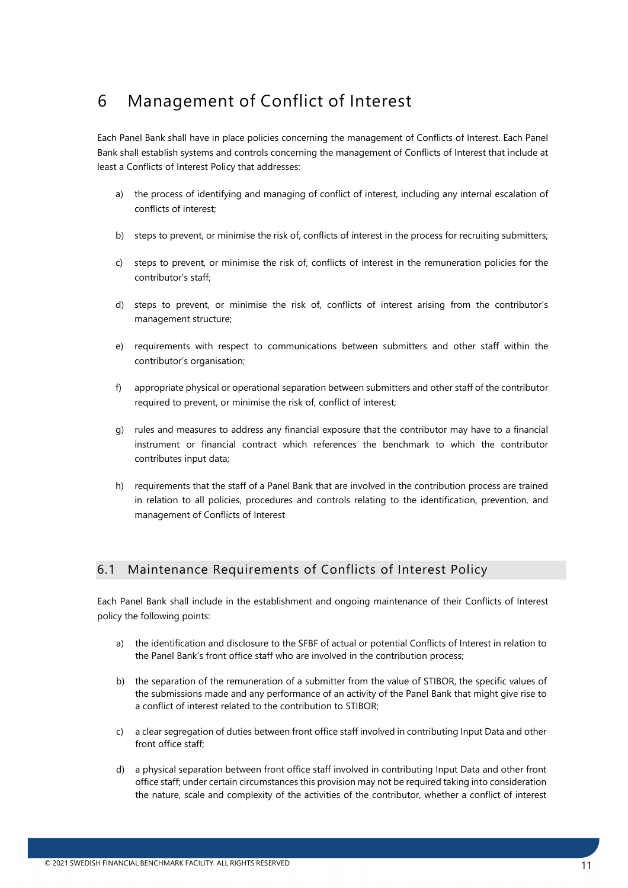# 6 Management of Conflict of Interest

Each Panel Bank shall have in place policies concerning the management of Conflicts of Interest. Each Panel Bank shall establish systems and controls concerning the management of Conflicts of Interest that include at least a Conflicts of Interest Policy that addresses:

a) the process of identifying and managing of conflict of interest, including any internal escalation of conflicts of interest;

b) steps to prevent, or minimise the risk of, conflicts of interest in the process for recruiting submitters;

c) steps to prevent, or minimise the risk of, conflicts of interest in the remuneration policies for the contributor's staff;

d) steps to prevent, or minimise the risk of, conflicts of interest arising from the contributor's management structure;

e) requirements with respect to communications between submitters and other staff within the contributor's organisation;

f) appropriate physical or operational separation between submitters and other staff of the contributor required to prevent, or minimise the risk of, conflict of interest;

g) rules and measures to address any financial exposure that the contributor may have to a financial instrument or financial contract which references the benchmark to which the contributor contributes input data;

h) requirements that the staff of a Panel Bank that are involved in the contribution process are trained in relation to all policies, procedures and controls relating to the identification, prevention, and management of Conflicts of Interest

## 6.1 Maintenance Requirements of Conflicts of Interest Policy

Each Panel Bank shall include in the establishment and ongoing maintenance of their Conflicts of Interest policy the following points:

a) the identification and disclosure to the SFBF of actual or potential Conflicts of Interest in relation to the Panel Bank's front office staff who are involved in the contribution process;

b) the separation of the remuneration of a submitter from the value of STIBOR, the specific values of the submissions made and any performance of an activity of the Panel Bank that might give rise to a conflict of interest related to the contribution to STIBOR;

c) a clear segregation of duties between front office staff involved in contributing Input Data and other front office staff;

d) a physical separation between front office staff involved in contributing Input Data and other front office staff; under certain circumstances this provision may not be required taking into consideration the nature, scale and complexity of the activities of the contributor, whether a conflict of interest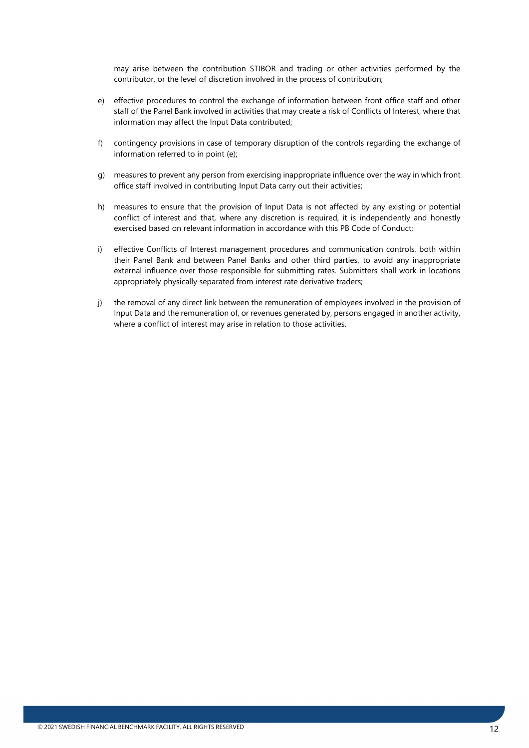may arise between the contribution STIBOR and trading or other activities performed by the contributor, or the level of discretion involved in the process of contribution;

e) effective procedures to control the exchange of information between front office staff and other staff of the Panel Bank involved in activities that may create a risk of Conflicts of Interest, where that information may affect the Input Data contributed;

f) contingency provisions in case of temporary disruption of the controls regarding the exchange of information referred to in point (e);

g) measures to prevent any person from exercising inappropriate influence over the way in which front office staff involved in contributing Input Data carry out their activities;

h) measures to ensure that the provision of Input Data is not affected by any existing or potential conflict of interest and that, where any discretion is required, it is independently and honestly exercised based on relevant information in accordance with this PB Code of Conduct;

i) effective Conflicts of Interest management procedures and communication controls, both within their Panel Bank and between Panel Banks and other third parties, to avoid any inappropriate external influence over those responsible for submitting rates. Submitters shall work in locations appropriately physically separated from interest rate derivative traders;

j) the removal of any direct link between the remuneration of employees involved in the provision of Input Data and the remuneration of, or revenues generated by, persons engaged in another activity, where a conflict of interest may arise in relation to those activities.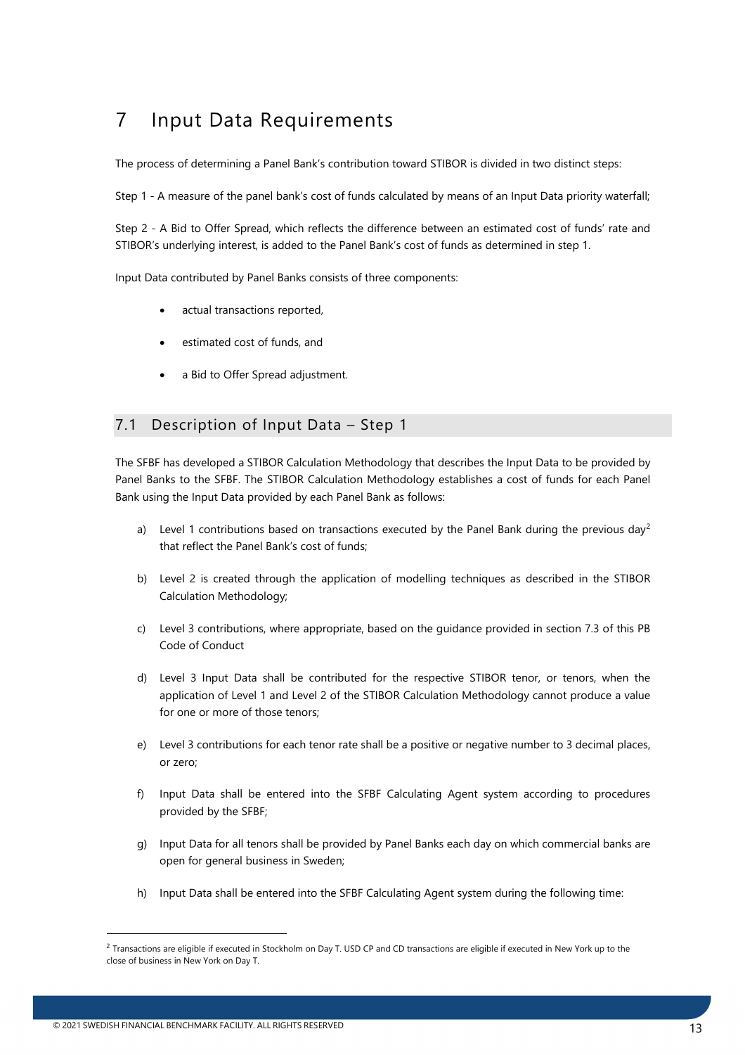# 7 Input Data Requirements

The process of determining a Panel Bank's contribution toward STIBOR is divided in two distinct steps:

Step 1 - A measure of the panel bank's cost of funds calculated by means of an Input Data priority waterfall;

Step 2 - A Bid to Offer Spread, which reflects the difference between an estimated cost of funds' rate and STIBOR's underlying interest, is added to the Panel Bank's cost of funds as determined in step 1.

Input Data contributed by Panel Banks consists of three components:

- actual transactions reported,
- estimated cost of funds, and
- a Bid to Offer Spread adjustment.

## 7.1 Description of Input Data – Step 1

The SFBF has developed a STIBOR Calculation Methodology that describes the Input Data to be provided by Panel Banks to the SFBF. The STIBOR Calculation Methodology establishes a cost of funds for each Panel Bank using the Input Data provided by each Panel Bank as follows:

a) Level 1 contributions based on transactions executed by the Panel Bank during the previous day[2] that reflect the Panel Bank's cost of funds;

b) Level 2 is created through the application of modelling techniques as described in the STIBOR Calculation Methodology;

c) Level 3 contributions, where appropriate, based on the guidance provided in section 7.3 of this PB Code of Conduct

d) Level 3 Input Data shall be contributed for the respective STIBOR tenor, or tenors, when the application of Level 1 and Level 2 of the STIBOR Calculation Methodology cannot produce a value for one or more of those tenors;

e) Level 3 contributions for each tenor rate shall be a positive or negative number to 3 decimal places, or zero;

f) Input Data shall be entered into the SFBF Calculating Agent system according to procedures provided by the SFBF;

g) Input Data for all tenors shall be provided by Panel Banks each day on which commercial banks are open for general business in Sweden;

h) Input Data shall be entered into the SFBF Calculating Agent system during the following time:

[2] Transactions are eligible if executed in Stockholm on Day T. USD CP and CD transactions are eligible if executed in New York up to the close of business in New York on Day T.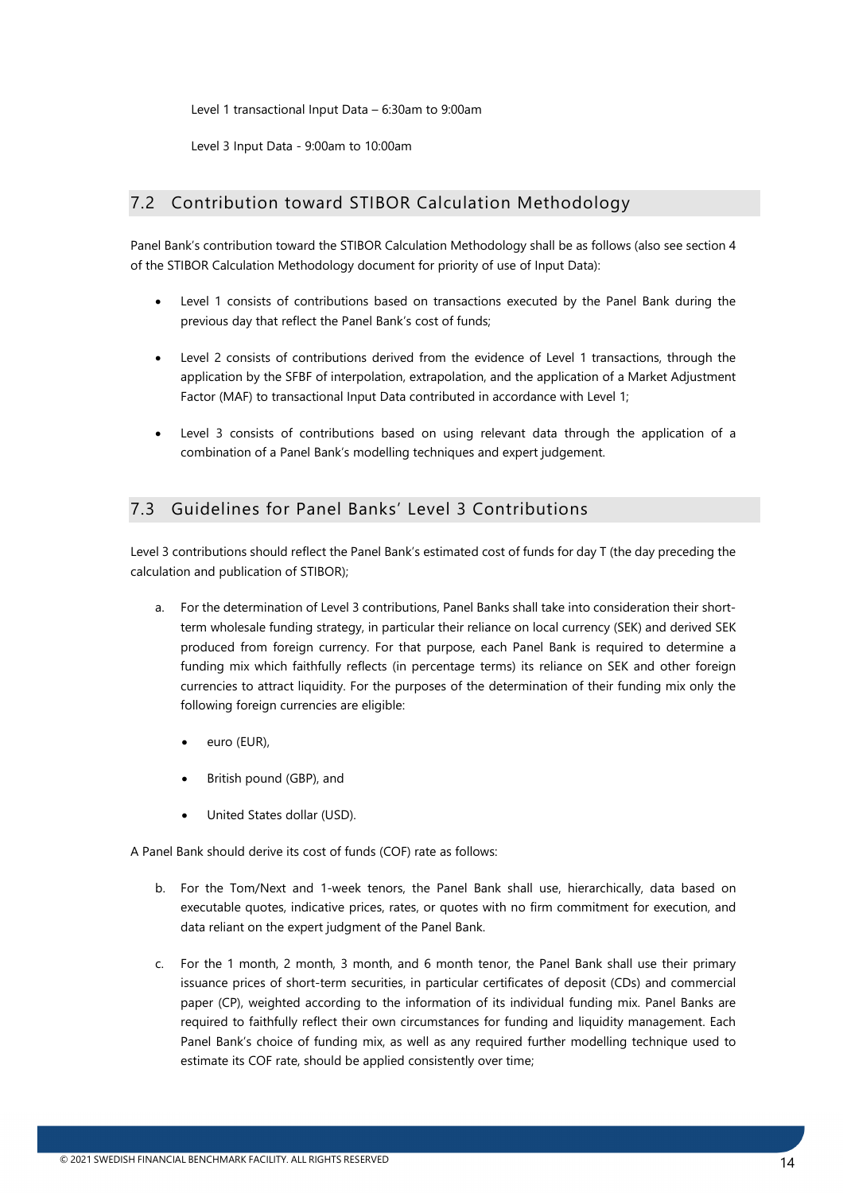Level 1 transactional Input Data – 6:30am to 9:00am

Level 3 Input Data - 9:00am to 10:00am

## 7.2 Contribution toward STIBOR Calculation Methodology

Panel Bank's contribution toward the STIBOR Calculation Methodology shall be as follows (also see section 4 of the STIBOR Calculation Methodology document for priority of use of Input Data):

- Level 1 consists of contributions based on transactions executed by the Panel Bank during the previous day that reflect the Panel Bank's cost of funds;
- Level 2 consists of contributions derived from the evidence of Level 1 transactions, through the application by the SFBF of interpolation, extrapolation, and the application of a Market Adjustment Factor (MAF) to transactional Input Data contributed in accordance with Level 1;
- Level 3 consists of contributions based on using relevant data through the application of a combination of a Panel Bank's modelling techniques and expert judgement.

## 7.3 Guidelines for Panel Banks' Level 3 Contributions

Level 3 contributions should reflect the Panel Bank's estimated cost of funds for day T (the day preceding the calculation and publication of STIBOR);

a. For the determination of Level 3 contributions, Panel Banks shall take into consideration their short-term wholesale funding strategy, in particular their reliance on local currency (SEK) and derived SEK produced from foreign currency. For that purpose, each Panel Bank is required to determine a funding mix which faithfully reflects (in percentage terms) its reliance on SEK and other foreign currencies to attract liquidity. For the purposes of the determination of their funding mix only the following foreign currencies are eligible:

   - euro (EUR),
   - British pound (GBP), and
   - United States dollar (USD).

A Panel Bank should derive its cost of funds (COF) rate as follows:

b. For the Tom/Next and 1-week tenors, the Panel Bank shall use, hierarchically, data based on executable quotes, indicative prices, rates, or quotes with no firm commitment for execution, and data reliant on the expert judgment of the Panel Bank.

c. For the 1 month, 2 month, 3 month, and 6 month tenor, the Panel Bank shall use their primary issuance prices of short-term securities, in particular certificates of deposit (CDs) and commercial paper (CP), weighted according to the information of its individual funding mix. Panel Banks are required to faithfully reflect their own circumstances for funding and liquidity management. Each Panel Bank's choice of funding mix, as well as any required further modelling technique used to estimate its COF rate, should be applied consistently over time;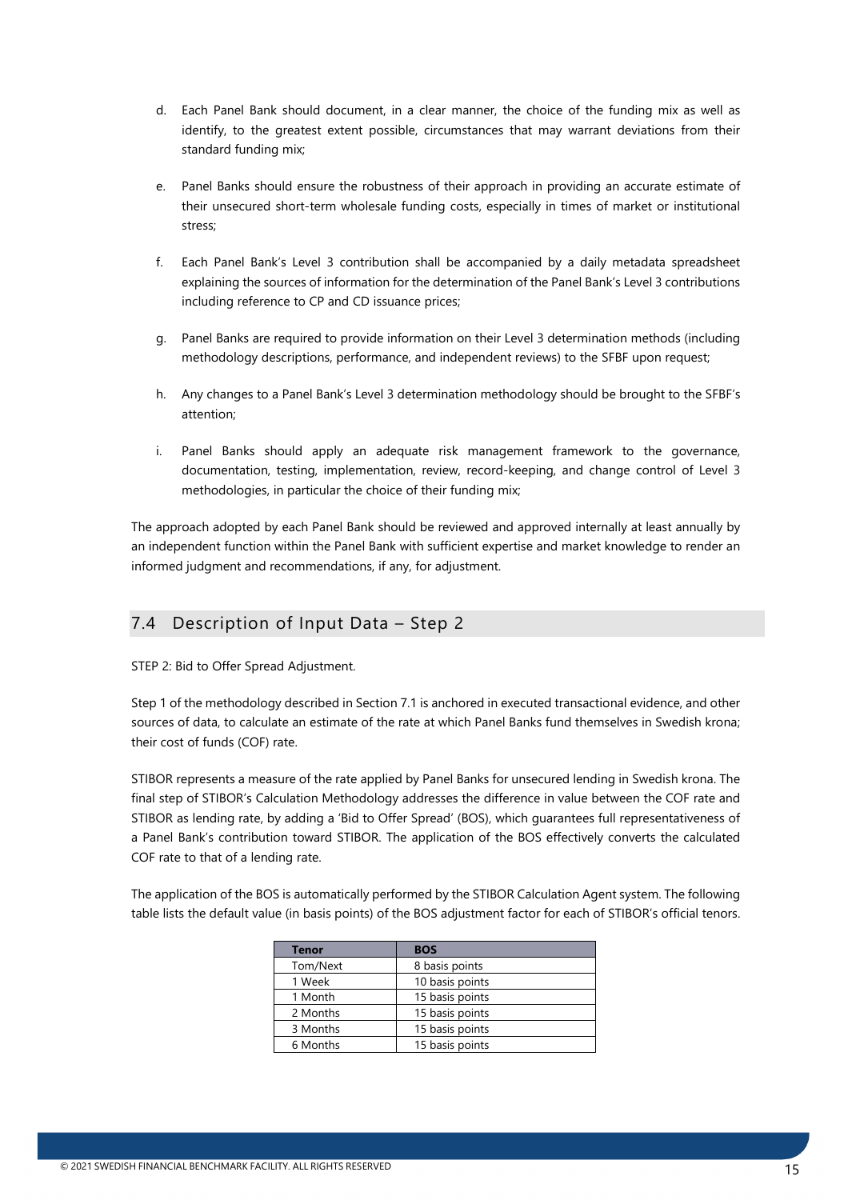d. Each Panel Bank should document, in a clear manner, the choice of the funding mix as well as identify, to the greatest extent possible, circumstances that may warrant deviations from their standard funding mix;

e. Panel Banks should ensure the robustness of their approach in providing an accurate estimate of their unsecured short-term wholesale funding costs, especially in times of market or institutional stress;

f. Each Panel Bank's Level 3 contribution shall be accompanied by a daily metadata spreadsheet explaining the sources of information for the determination of the Panel Bank's Level 3 contributions including reference to CP and CD issuance prices;

g. Panel Banks are required to provide information on their Level 3 determination methods (including methodology descriptions, performance, and independent reviews) to the SFBF upon request;

h. Any changes to a Panel Bank's Level 3 determination methodology should be brought to the SFBF's attention;

i. Panel Banks should apply an adequate risk management framework to the governance, documentation, testing, implementation, review, record-keeping, and change control of Level 3 methodologies, in particular the choice of their funding mix;

The approach adopted by each Panel Bank should be reviewed and approved internally at least annually by an independent function within the Panel Bank with sufficient expertise and market knowledge to render an informed judgment and recommendations, if any, for adjustment.

## 7.4 Description of Input Data – Step 2

STEP 2: Bid to Offer Spread Adjustment.

Step 1 of the methodology described in Section 7.1 is anchored in executed transactional evidence, and other sources of data, to calculate an estimate of the rate at which Panel Banks fund themselves in Swedish krona; their cost of funds (COF) rate.

STIBOR represents a measure of the rate applied by Panel Banks for unsecured lending in Swedish krona. The final step of STIBOR's Calculation Methodology addresses the difference in value between the COF rate and STIBOR as lending rate, by adding a 'Bid to Offer Spread' (BOS), which guarantees full representativeness of a Panel Bank's contribution toward STIBOR. The application of the BOS effectively converts the calculated COF rate to that of a lending rate.

The application of the BOS is automatically performed by the STIBOR Calculation Agent system. The following table lists the default value (in basis points) of the BOS adjustment factor for each of STIBOR's official tenors.

| Tenor | BOS |
|---|---|
| Tom/Next | 8 basis points |
| 1 Week | 10 basis points |
| 1 Month | 15 basis points |
| 2 Months | 15 basis points |
| 3 Months | 15 basis points |
| 6 Months | 15 basis points |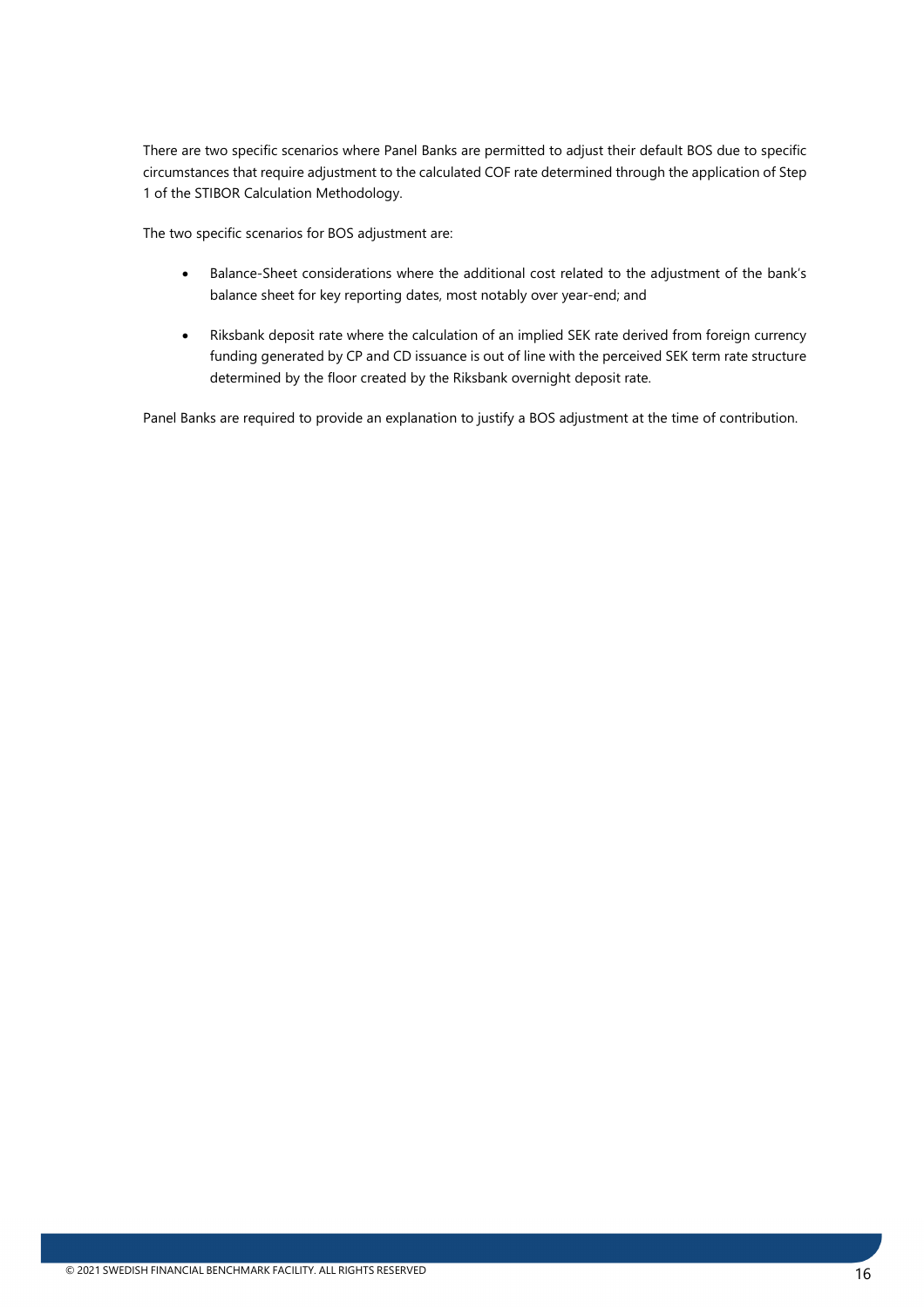There are two specific scenarios where Panel Banks are permitted to adjust their default BOS due to specific circumstances that require adjustment to the calculated COF rate determined through the application of Step 1 of the STIBOR Calculation Methodology.

The two specific scenarios for BOS adjustment are:

- Balance-Sheet considerations where the additional cost related to the adjustment of the bank's balance sheet for key reporting dates, most notably over year-end; and
- Riksbank deposit rate where the calculation of an implied SEK rate derived from foreign currency funding generated by CP and CD issuance is out of line with the perceived SEK term rate structure determined by the floor created by the Riksbank overnight deposit rate.

Panel Banks are required to provide an explanation to justify a BOS adjustment at the time of contribution.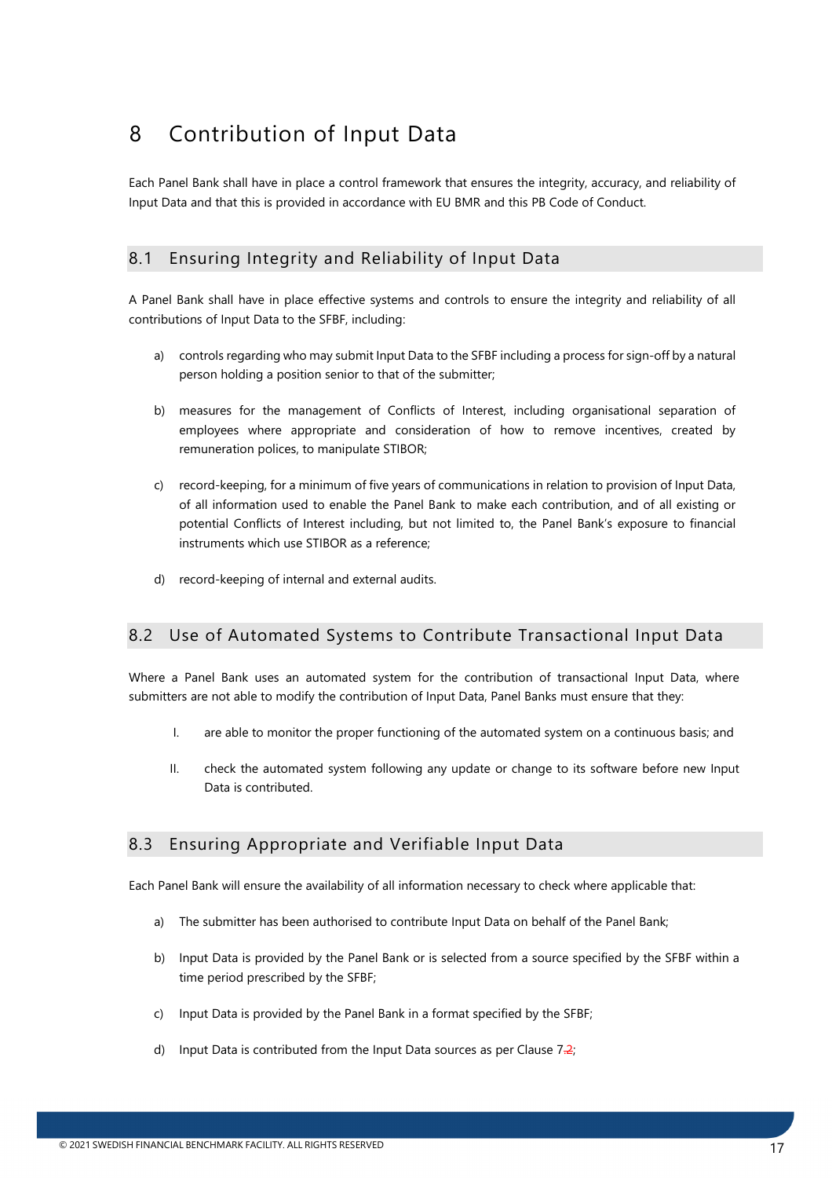# 8 Contribution of Input Data

Each Panel Bank shall have in place a control framework that ensures the integrity, accuracy, and reliability of Input Data and that this is provided in accordance with EU BMR and this PB Code of Conduct.

## 8.1 Ensuring Integrity and Reliability of Input Data

A Panel Bank shall have in place effective systems and controls to ensure the integrity and reliability of all contributions of Input Data to the SFBF, including:

a) controls regarding who may submit Input Data to the SFBF including a process for sign-off by a natural person holding a position senior to that of the submitter;

b) measures for the management of Conflicts of Interest, including organisational separation of employees where appropriate and consideration of how to remove incentives, created by remuneration polices, to manipulate STIBOR;

c) record-keeping, for a minimum of five years of communications in relation to provision of Input Data, of all information used to enable the Panel Bank to make each contribution, and of all existing or potential Conflicts of Interest including, but not limited to, the Panel Bank's exposure to financial instruments which use STIBOR as a reference;

d) record-keeping of internal and external audits.

## 8.2 Use of Automated Systems to Contribute Transactional Input Data

Where a Panel Bank uses an automated system for the contribution of transactional Input Data, where submitters are not able to modify the contribution of Input Data, Panel Banks must ensure that they:

I. are able to monitor the proper functioning of the automated system on a continuous basis; and

II. check the automated system following any update or change to its software before new Input Data is contributed.

## 8.3 Ensuring Appropriate and Verifiable Input Data

Each Panel Bank will ensure the availability of all information necessary to check where applicable that:

a) The submitter has been authorised to contribute Input Data on behalf of the Panel Bank;

b) Input Data is provided by the Panel Bank or is selected from a source specified by the SFBF within a time period prescribed by the SFBF;

c) Input Data is provided by the Panel Bank in a format specified by the SFBF;

d) Input Data is contributed from the Input Data sources as per Clause 7~~.2~~;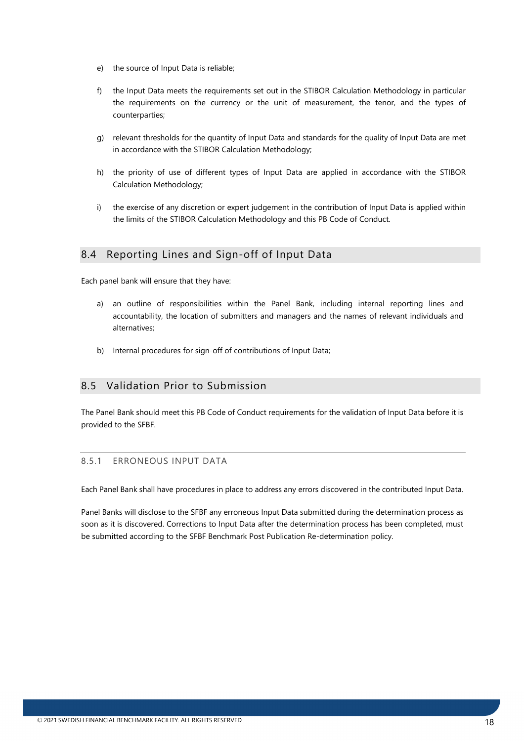e) the source of Input Data is reliable;

f) the Input Data meets the requirements set out in the STIBOR Calculation Methodology in particular the requirements on the currency or the unit of measurement, the tenor, and the types of counterparties;

g) relevant thresholds for the quantity of Input Data and standards for the quality of Input Data are met in accordance with the STIBOR Calculation Methodology;

h) the priority of use of different types of Input Data are applied in accordance with the STIBOR Calculation Methodology;

i) the exercise of any discretion or expert judgement in the contribution of Input Data is applied within the limits of the STIBOR Calculation Methodology and this PB Code of Conduct.

## 8.4 Reporting Lines and Sign-off of Input Data

Each panel bank will ensure that they have:

a) an outline of responsibilities within the Panel Bank, including internal reporting lines and accountability, the location of submitters and managers and the names of relevant individuals and alternatives;

b) Internal procedures for sign-off of contributions of Input Data;

## 8.5 Validation Prior to Submission

The Panel Bank should meet this PB Code of Conduct requirements for the validation of Input Data before it is provided to the SFBF.

### 8.5.1 ERRONEOUS INPUT DATA

Each Panel Bank shall have procedures in place to address any errors discovered in the contributed Input Data.

Panel Banks will disclose to the SFBF any erroneous Input Data submitted during the determination process as soon as it is discovered. Corrections to Input Data after the determination process has been completed, must be submitted according to the SFBF Benchmark Post Publication Re-determination policy.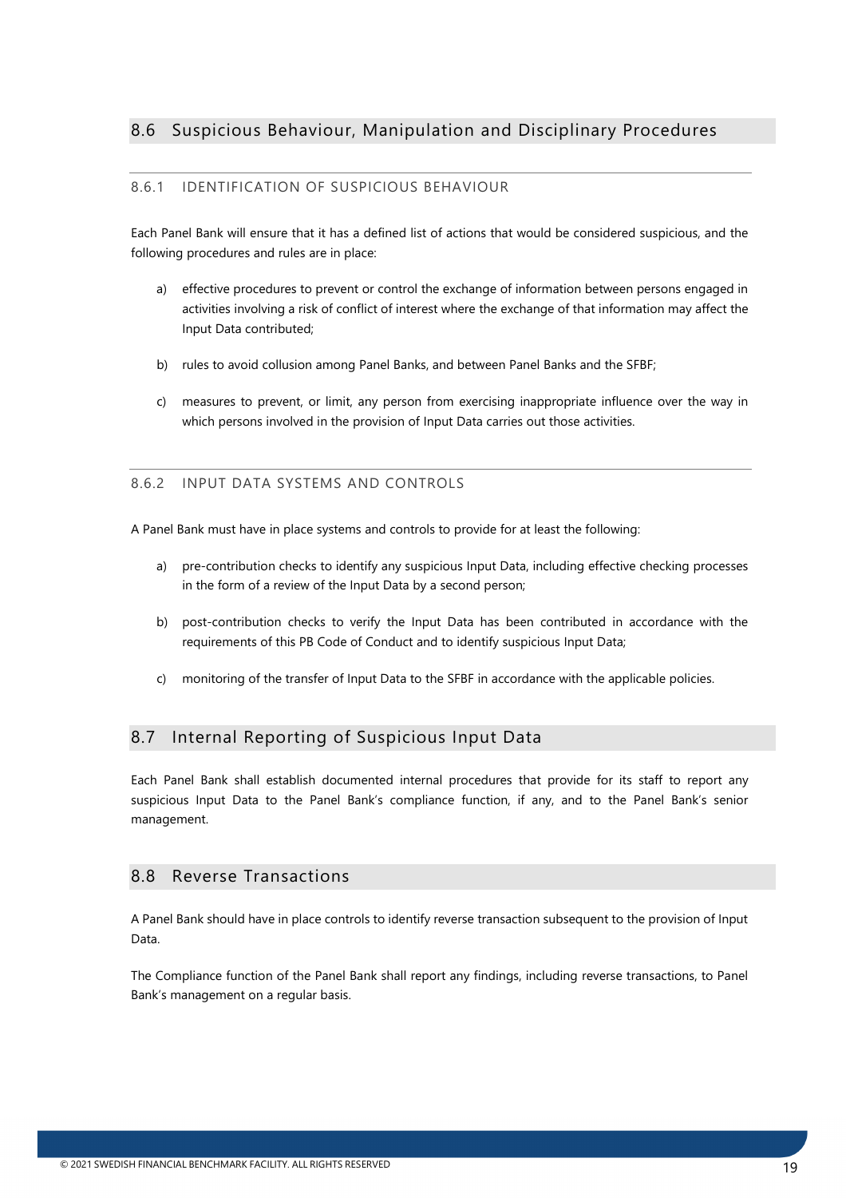## 8.6 Suspicious Behaviour, Manipulation and Disciplinary Procedures

### 8.6.1 IDENTIFICATION OF SUSPICIOUS BEHAVIOUR

Each Panel Bank will ensure that it has a defined list of actions that would be considered suspicious, and the following procedures and rules are in place:

a) effective procedures to prevent or control the exchange of information between persons engaged in activities involving a risk of conflict of interest where the exchange of that information may affect the Input Data contributed;

b) rules to avoid collusion among Panel Banks, and between Panel Banks and the SFBF;

c) measures to prevent, or limit, any person from exercising inappropriate influence over the way in which persons involved in the provision of Input Data carries out those activities.

### 8.6.2 INPUT DATA SYSTEMS AND CONTROLS

A Panel Bank must have in place systems and controls to provide for at least the following:

a) pre-contribution checks to identify any suspicious Input Data, including effective checking processes in the form of a review of the Input Data by a second person;

b) post-contribution checks to verify the Input Data has been contributed in accordance with the requirements of this PB Code of Conduct and to identify suspicious Input Data;

c) monitoring of the transfer of Input Data to the SFBF in accordance with the applicable policies.

## 8.7 Internal Reporting of Suspicious Input Data

Each Panel Bank shall establish documented internal procedures that provide for its staff to report any suspicious Input Data to the Panel Bank's compliance function, if any, and to the Panel Bank's senior management.

## 8.8 Reverse Transactions

A Panel Bank should have in place controls to identify reverse transaction subsequent to the provision of Input Data.

The Compliance function of the Panel Bank shall report any findings, including reverse transactions, to Panel Bank's management on a regular basis.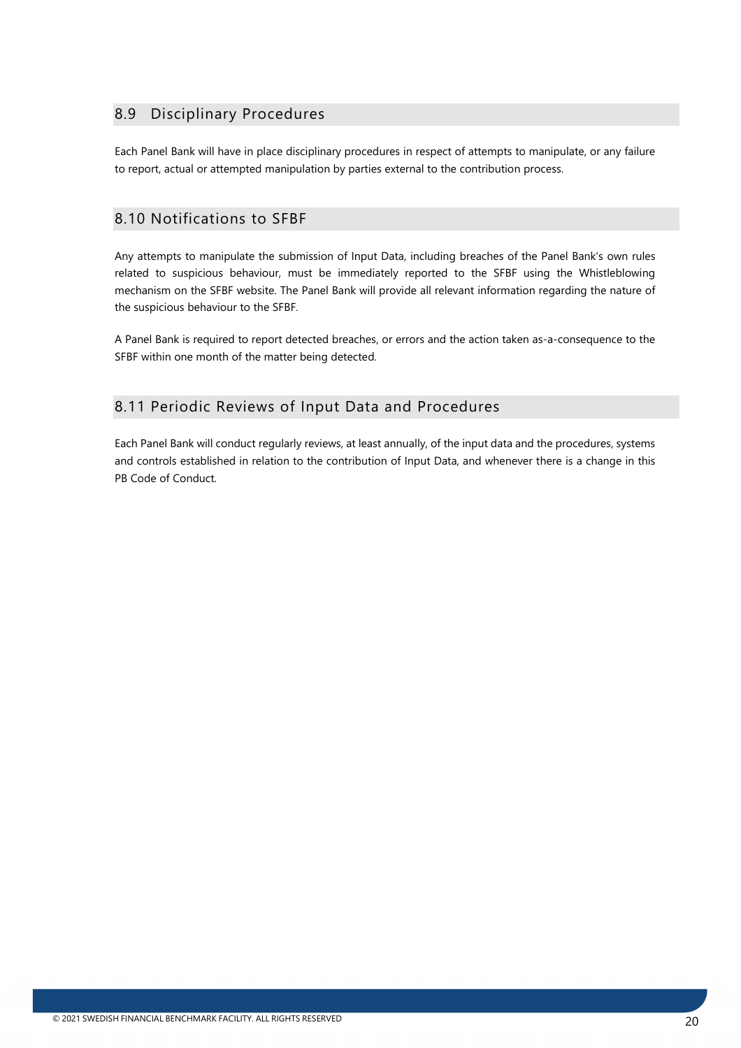## 8.9 Disciplinary Procedures

Each Panel Bank will have in place disciplinary procedures in respect of attempts to manipulate, or any failure to report, actual or attempted manipulation by parties external to the contribution process.

## 8.10 Notifications to SFBF

Any attempts to manipulate the submission of Input Data, including breaches of the Panel Bank's own rules related to suspicious behaviour, must be immediately reported to the SFBF using the Whistleblowing mechanism on the SFBF website. The Panel Bank will provide all relevant information regarding the nature of the suspicious behaviour to the SFBF.

A Panel Bank is required to report detected breaches, or errors and the action taken as-a-consequence to the SFBF within one month of the matter being detected.

## 8.11 Periodic Reviews of Input Data and Procedures

Each Panel Bank will conduct regularly reviews, at least annually, of the input data and the procedures, systems and controls established in relation to the contribution of Input Data, and whenever there is a change in this PB Code of Conduct.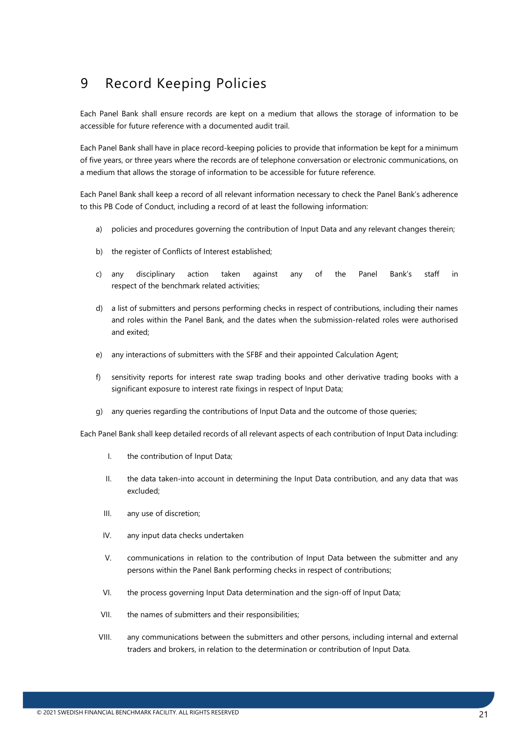# 9 Record Keeping Policies

Each Panel Bank shall ensure records are kept on a medium that allows the storage of information to be accessible for future reference with a documented audit trail.

Each Panel Bank shall have in place record-keeping policies to provide that information be kept for a minimum of five years, or three years where the records are of telephone conversation or electronic communications, on a medium that allows the storage of information to be accessible for future reference.

Each Panel Bank shall keep a record of all relevant information necessary to check the Panel Bank's adherence to this PB Code of Conduct, including a record of at least the following information:

a) policies and procedures governing the contribution of Input Data and any relevant changes therein;

b) the register of Conflicts of Interest established;

c) any disciplinary action taken against any of the Panel Bank's staff in respect of the benchmark related activities;

d) a list of submitters and persons performing checks in respect of contributions, including their names and roles within the Panel Bank, and the dates when the submission-related roles were authorised and exited;

e) any interactions of submitters with the SFBF and their appointed Calculation Agent;

f) sensitivity reports for interest rate swap trading books and other derivative trading books with a significant exposure to interest rate fixings in respect of Input Data;

g) any queries regarding the contributions of Input Data and the outcome of those queries;

Each Panel Bank shall keep detailed records of all relevant aspects of each contribution of Input Data including:

I. the contribution of Input Data;

II. the data taken-into account in determining the Input Data contribution, and any data that was excluded;

III. any use of discretion;

IV. any input data checks undertaken

V. communications in relation to the contribution of Input Data between the submitter and any persons within the Panel Bank performing checks in respect of contributions;

VI. the process governing Input Data determination and the sign-off of Input Data;

VII. the names of submitters and their responsibilities;

VIII. any communications between the submitters and other persons, including internal and external traders and brokers, in relation to the determination or contribution of Input Data.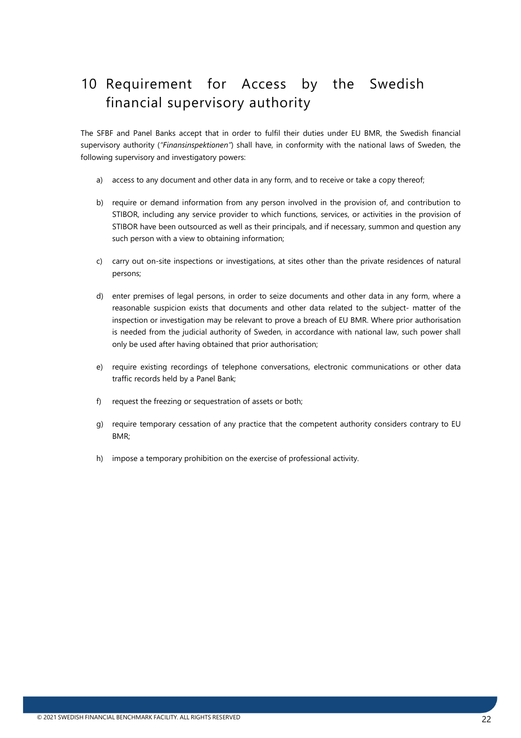# 10 Requirement for Access by the Swedish financial supervisory authority

The SFBF and Panel Banks accept that in order to fulfil their duties under EU BMR, the Swedish financial supervisory authority (*"Finansinspektionen"*) shall have, in conformity with the national laws of Sweden, the following supervisory and investigatory powers:

a) access to any document and other data in any form, and to receive or take a copy thereof;

b) require or demand information from any person involved in the provision of, and contribution to STIBOR, including any service provider to which functions, services, or activities in the provision of STIBOR have been outsourced as well as their principals, and if necessary, summon and question any such person with a view to obtaining information;

c) carry out on-site inspections or investigations, at sites other than the private residences of natural persons;

d) enter premises of legal persons, in order to seize documents and other data in any form, where a reasonable suspicion exists that documents and other data related to the subject- matter of the inspection or investigation may be relevant to prove a breach of EU BMR. Where prior authorisation is needed from the judicial authority of Sweden, in accordance with national law, such power shall only be used after having obtained that prior authorisation;

e) require existing recordings of telephone conversations, electronic communications or other data traffic records held by a Panel Bank;

f) request the freezing or sequestration of assets or both;

g) require temporary cessation of any practice that the competent authority considers contrary to EU BMR;

h) impose a temporary prohibition on the exercise of professional activity.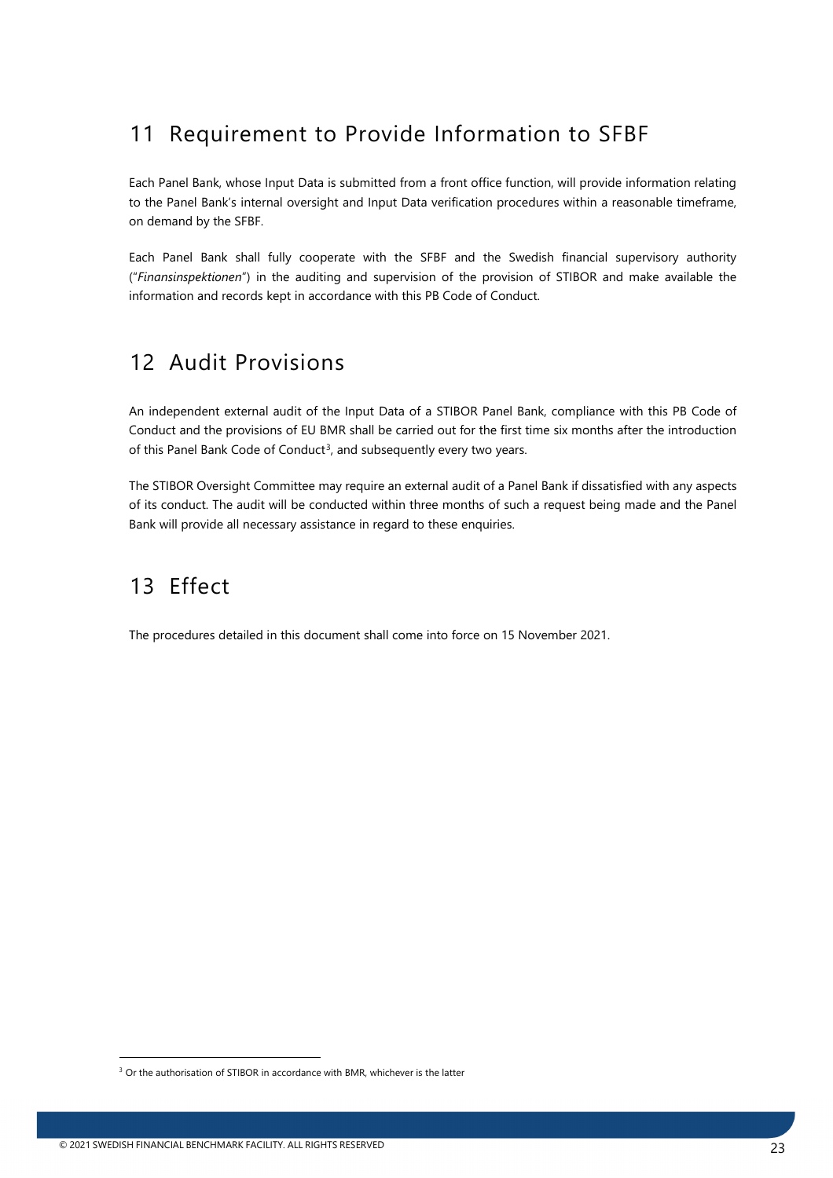## 11 Requirement to Provide Information to SFBF

Each Panel Bank, whose Input Data is submitted from a front office function, will provide information relating to the Panel Bank's internal oversight and Input Data verification procedures within a reasonable timeframe, on demand by the SFBF.

Each Panel Bank shall fully cooperate with the SFBF and the Swedish financial supervisory authority ("*Finansinspektionen*") in the auditing and supervision of the provision of STIBOR and make available the information and records kept in accordance with this PB Code of Conduct.

## 12 Audit Provisions

An independent external audit of the Input Data of a STIBOR Panel Bank, compliance with this PB Code of Conduct and the provisions of EU BMR shall be carried out for the first time six months after the introduction of this Panel Bank Code of Conduct[3], and subsequently every two years.

The STIBOR Oversight Committee may require an external audit of a Panel Bank if dissatisfied with any aspects of its conduct. The audit will be conducted within three months of such a request being made and the Panel Bank will provide all necessary assistance in regard to these enquiries.

## 13 Effect

The procedures detailed in this document shall come into force on 15 November 2021.

[3] Or the authorisation of STIBOR in accordance with BMR, whichever is the latter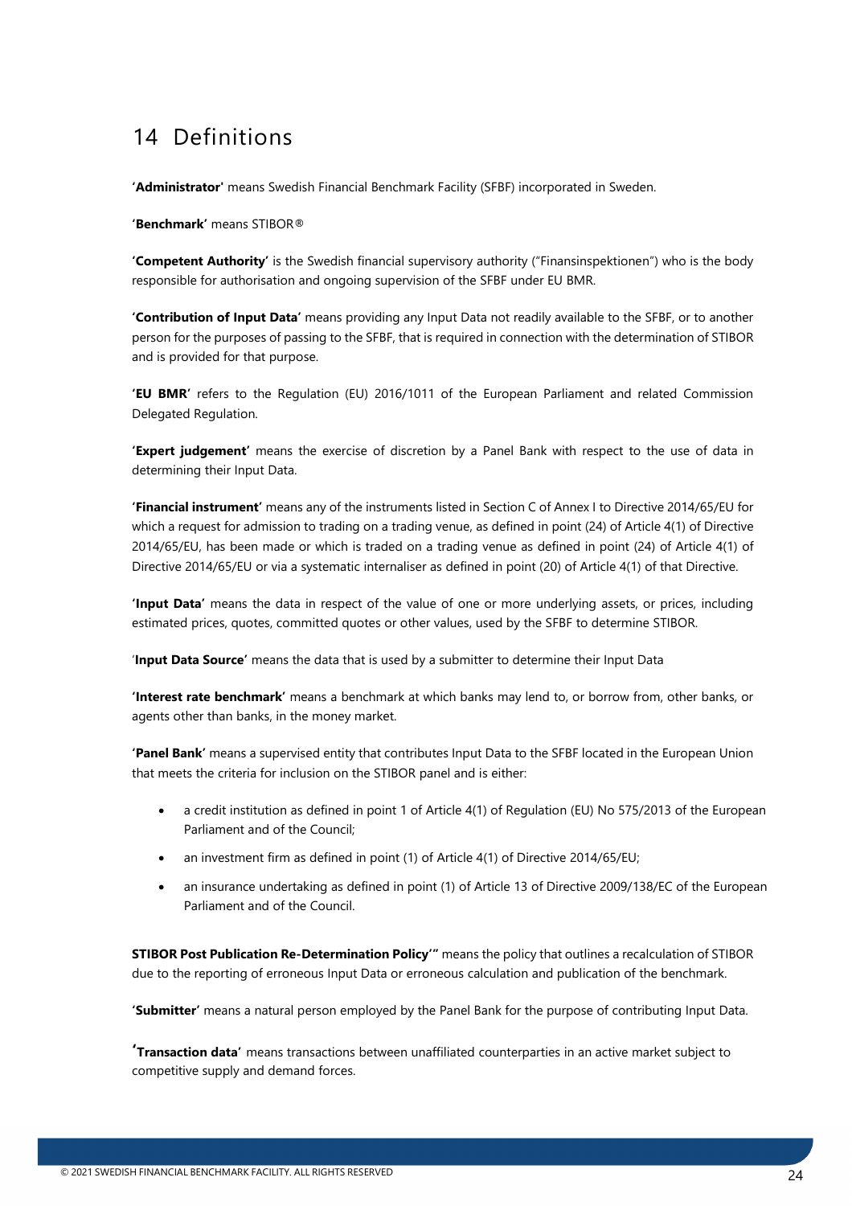# 14 Definitions

**'Administrator'** means Swedish Financial Benchmark Facility (SFBF) incorporated in Sweden.

**'Benchmark'** means STIBOR®

**'Competent Authority'** is the Swedish financial supervisory authority ("Finansinspektionen") who is the body responsible for authorisation and ongoing supervision of the SFBF under EU BMR.

**'Contribution of Input Data'** means providing any Input Data not readily available to the SFBF, or to another person for the purposes of passing to the SFBF, that is required in connection with the determination of STIBOR and is provided for that purpose.

**'EU BMR'** refers to the Regulation (EU) 2016/1011 of the European Parliament and related Commission Delegated Regulation.

**'Expert judgement'** means the exercise of discretion by a Panel Bank with respect to the use of data in determining their Input Data.

**'Financial instrument'** means any of the instruments listed in Section C of Annex I to Directive 2014/65/EU for which a request for admission to trading on a trading venue, as defined in point (24) of Article 4(1) of Directive 2014/65/EU, has been made or which is traded on a trading venue as defined in point (24) of Article 4(1) of Directive 2014/65/EU or via a systematic internaliser as defined in point (20) of Article 4(1) of that Directive.

**'Input Data'** means the data in respect of the value of one or more underlying assets, or prices, including estimated prices, quotes, committed quotes or other values, used by the SFBF to determine STIBOR.

'**Input Data Source'** means the data that is used by a submitter to determine their Input Data

**'Interest rate benchmark'** means a benchmark at which banks may lend to, or borrow from, other banks, or agents other than banks, in the money market.

**'Panel Bank'** means a supervised entity that contributes Input Data to the SFBF located in the European Union that meets the criteria for inclusion on the STIBOR panel and is either:

- a credit institution as defined in point 1 of Article 4(1) of Regulation (EU) No 575/2013 of the European Parliament and of the Council;
- an investment firm as defined in point (1) of Article 4(1) of Directive 2014/65/EU;
- an insurance undertaking as defined in point (1) of Article 13 of Directive 2009/138/EC of the European Parliament and of the Council.

**STIBOR Post Publication Re-Determination Policy'"** means the policy that outlines a recalculation of STIBOR due to the reporting of erroneous Input Data or erroneous calculation and publication of the benchmark.

**'Submitter'** means a natural person employed by the Panel Bank for the purpose of contributing Input Data.

**'Transaction data'** means transactions between unaffiliated counterparties in an active market subject to competitive supply and demand forces.